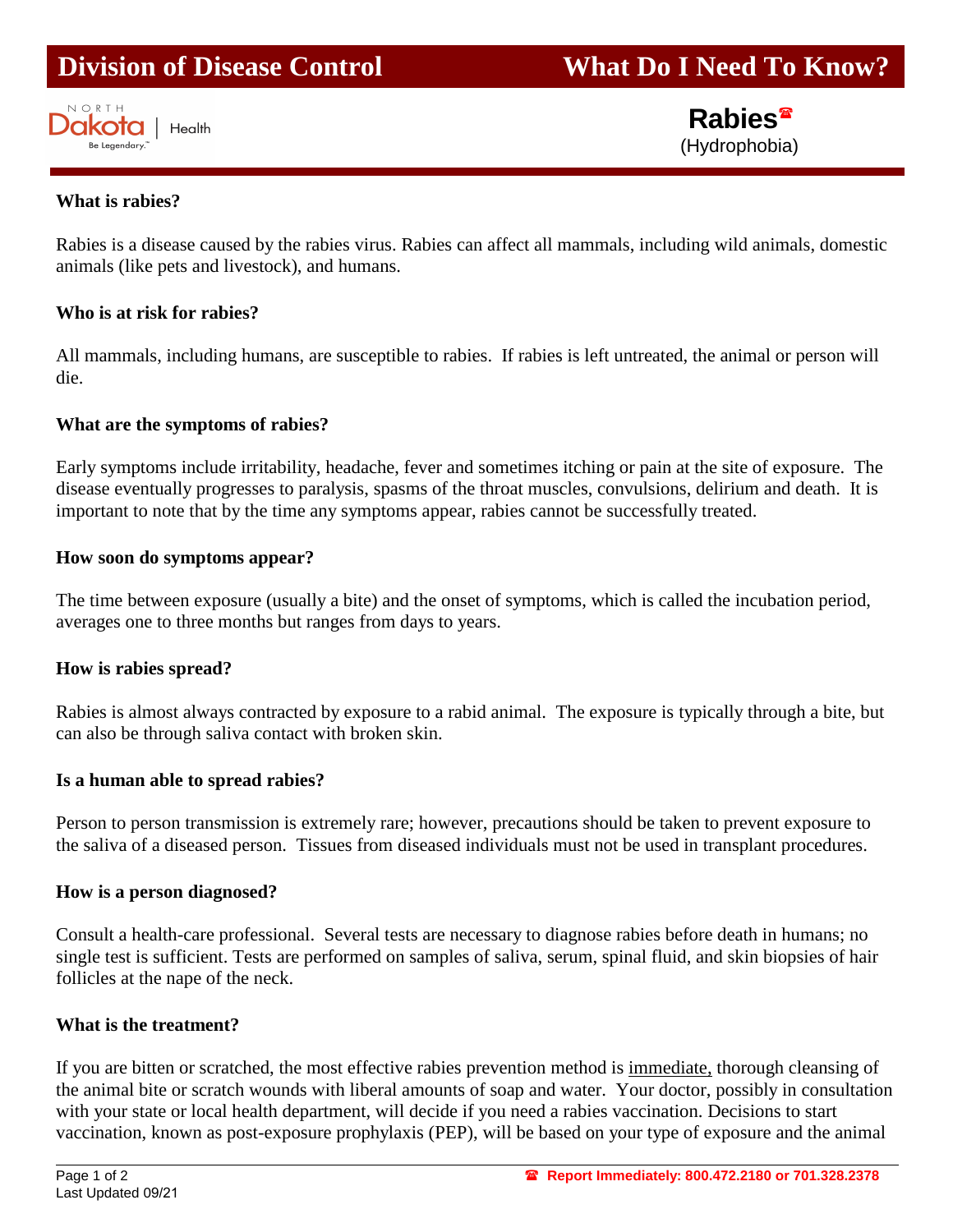# Division of Disease Control — What Do I Need To Know?

North Dakota | Health

## Rabies ☎
(Hydrophobia)

**What is rabies?**

Rabies is a disease caused by the rabies virus. Rabies can affect all mammals, including wild animals, domestic animals (like pets and livestock), and humans.

**Who is at risk for rabies?**

All mammals, including humans, are susceptible to rabies. If rabies is left untreated, the animal or person will die.

**What are the symptoms of rabies?**

Early symptoms include irritability, headache, fever and sometimes itching or pain at the site of exposure. The disease eventually progresses to paralysis, spasms of the throat muscles, convulsions, delirium and death. It is important to note that by the time any symptoms appear, rabies cannot be successfully treated.

**How soon do symptoms appear?**

The time between exposure (usually a bite) and the onset of symptoms, which is called the incubation period, averages one to three months but ranges from days to years.

**How is rabies spread?**

Rabies is almost always contracted by exposure to a rabid animal. The exposure is typically through a bite, but can also be through saliva contact with broken skin.

**Is a human able to spread rabies?**

Person to person transmission is extremely rare; however, precautions should be taken to prevent exposure to the saliva of a diseased person. Tissues from diseased individuals must not be used in transplant procedures.

**How is a person diagnosed?**

Consult a health-care professional. Several tests are necessary to diagnose rabies before death in humans; no single test is sufficient. Tests are performed on samples of saliva, serum, spinal fluid, and skin biopsies of hair follicles at the nape of the neck.

**What is the treatment?**

If you are bitten or scratched, the most effective rabies prevention method is immediate, thorough cleansing of the animal bite or scratch wounds with liberal amounts of soap and water. Your doctor, possibly in consultation with your state or local health department, will decide if you need a rabies vaccination. Decisions to start vaccination, known as post-exposure prophylaxis (PEP), will be based on your type of exposure and the animal

☎ **Report Immediately: 800.472.2180 or 701.328.2378**

Last Updated 09/21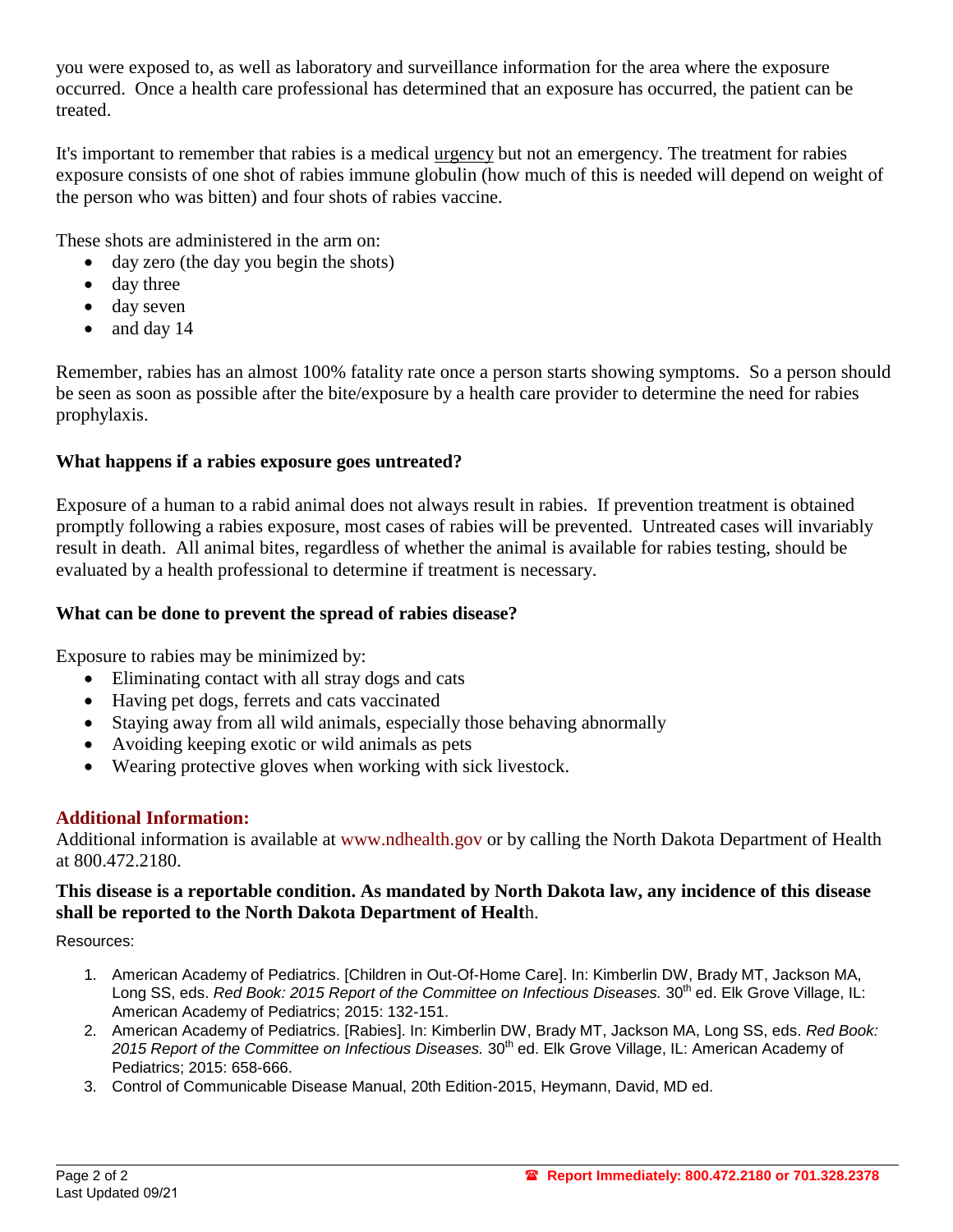you were exposed to, as well as laboratory and surveillance information for the area where the exposure occurred. Once a health care professional has determined that an exposure has occurred, the patient can be treated.

It's important to remember that rabies is a medical urgency but not an emergency. The treatment for rabies exposure consists of one shot of rabies immune globulin (how much of this is needed will depend on weight of the person who was bitten) and four shots of rabies vaccine.

These shots are administered in the arm on:

- day zero (the day you begin the shots)
- day three
- day seven
- and day 14

Remember, rabies has an almost 100% fatality rate once a person starts showing symptoms. So a person should be seen as soon as possible after the bite/exposure by a health care provider to determine the need for rabies prophylaxis.

### What happens if a rabies exposure goes untreated?

Exposure of a human to a rabid animal does not always result in rabies. If prevention treatment is obtained promptly following a rabies exposure, most cases of rabies will be prevented. Untreated cases will invariably result in death. All animal bites, regardless of whether the animal is available for rabies testing, should be evaluated by a health professional to determine if treatment is necessary.

### What can be done to prevent the spread of rabies disease?

Exposure to rabies may be minimized by:

- Eliminating contact with all stray dogs and cats
- Having pet dogs, ferrets and cats vaccinated
- Staying away from all wild animals, especially those behaving abnormally
- Avoiding keeping exotic or wild animals as pets
- Wearing protective gloves when working with sick livestock.

## Additional Information:

Additional information is available at www.ndhealth.gov or by calling the North Dakota Department of Health at 800.472.2180.

**This disease is a reportable condition. As mandated by North Dakota law, any incidence of this disease shall be reported to the North Dakota Department of Health.**

Resources:

1. American Academy of Pediatrics. [Children in Out-Of-Home Care]. In: Kimberlin DW, Brady MT, Jackson MA, Long SS, eds. *Red Book: 2015 Report of the Committee on Infectious Diseases.* 30th ed. Elk Grove Village, IL: American Academy of Pediatrics; 2015: 132-151.
2. American Academy of Pediatrics. [Rabies]. In: Kimberlin DW, Brady MT, Jackson MA, Long SS, eds. *Red Book: 2015 Report of the Committee on Infectious Diseases.* 30th ed. Elk Grove Village, IL: American Academy of Pediatrics; 2015: 658-666.
3. Control of Communicable Disease Manual, 20th Edition-2015, Heymann, David, MD ed.

Last Updated 09/21

☎ **Report Immediately: 800.472.2180 or 701.328.2378**